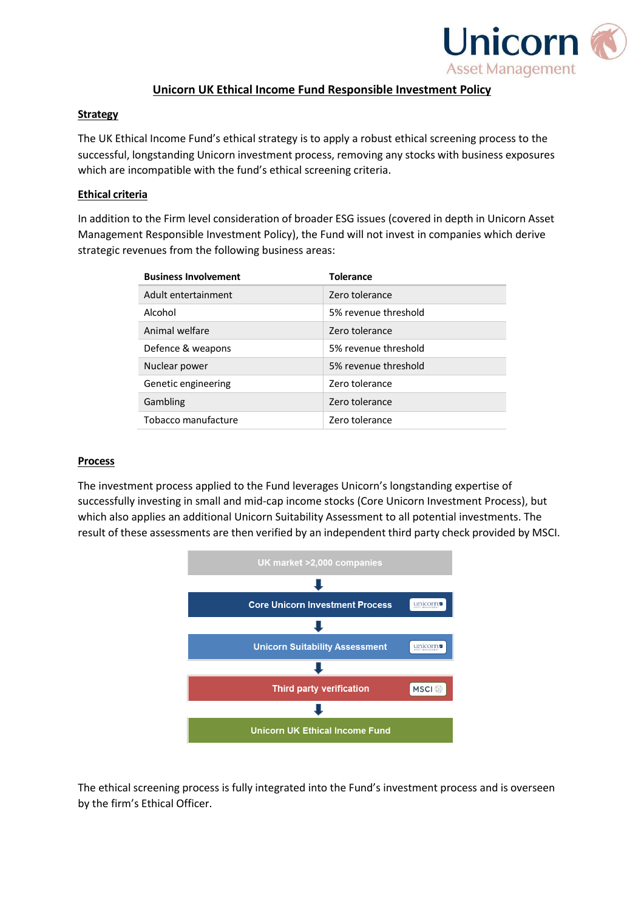Unicorn Asset Management

# Unicorn UK Ethical Income Fund Responsible Investment Policy

## Strategy

The UK Ethical Income Fund's ethical strategy is to apply a robust ethical screening process to the successful, longstanding Unicorn investment process, removing any stocks with business exposures which are incompatible with the fund's ethical screening criteria.

## Ethical criteria

In addition to the Firm level consideration of broader ESG issues (covered in depth in Unicorn Asset Management Responsible Investment Policy), the Fund will not invest in companies which derive strategic revenues from the following business areas:

| Business Involvement | Tolerance |
|---|---|
| Adult entertainment | Zero tolerance |
| Alcohol | 5% revenue threshold |
| Animal welfare | Zero tolerance |
| Defence & weapons | 5% revenue threshold |
| Nuclear power | 5% revenue threshold |
| Genetic engineering | Zero tolerance |
| Gambling | Zero tolerance |
| Tobacco manufacture | Zero tolerance |

## Process

The investment process applied to the Fund leverages Unicorn's longstanding expertise of successfully investing in small and mid-cap income stocks (Core Unicorn Investment Process), but which also applies an additional Unicorn Suitability Assessment to all potential investments. The result of these assessments are then verified by an independent third party check provided by MSCI.

UK market >2,000 companies
↓
Core Unicorn Investment Process (unicorn)
↓
Unicorn Suitability Assessment (unicorn)
↓
Third party verification (MSCI)
↓
Unicorn UK Ethical Income Fund

The ethical screening process is fully integrated into the Fund's investment process and is overseen by the firm's Ethical Officer.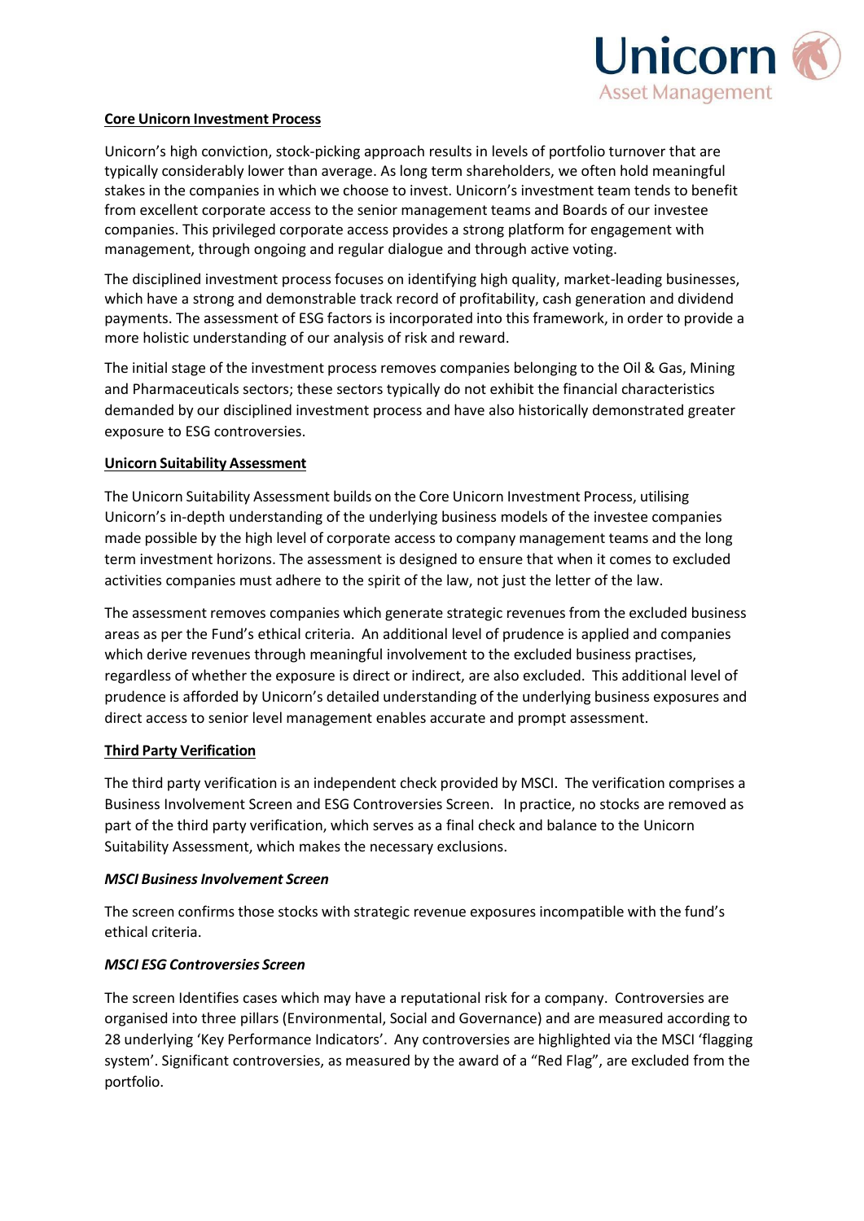## Core Unicorn Investment Process

Unicorn's high conviction, stock-picking approach results in levels of portfolio turnover that are typically considerably lower than average. As long term shareholders, we often hold meaningful stakes in the companies in which we choose to invest. Unicorn's investment team tends to benefit from excellent corporate access to the senior management teams and Boards of our investee companies. This privileged corporate access provides a strong platform for engagement with management, through ongoing and regular dialogue and through active voting.

The disciplined investment process focuses on identifying high quality, market-leading businesses, which have a strong and demonstrable track record of profitability, cash generation and dividend payments. The assessment of ESG factors is incorporated into this framework, in order to provide a more holistic understanding of our analysis of risk and reward.

The initial stage of the investment process removes companies belonging to the Oil & Gas, Mining and Pharmaceuticals sectors; these sectors typically do not exhibit the financial characteristics demanded by our disciplined investment process and have also historically demonstrated greater exposure to ESG controversies.

## Unicorn Suitability Assessment

The Unicorn Suitability Assessment builds on the Core Unicorn Investment Process, utilising Unicorn's in-depth understanding of the underlying business models of the investee companies made possible by the high level of corporate access to company management teams and the long term investment horizons. The assessment is designed to ensure that when it comes to excluded activities companies must adhere to the spirit of the law, not just the letter of the law.

The assessment removes companies which generate strategic revenues from the excluded business areas as per the Fund's ethical criteria. An additional level of prudence is applied and companies which derive revenues through meaningful involvement to the excluded business practises, regardless of whether the exposure is direct or indirect, are also excluded. This additional level of prudence is afforded by Unicorn's detailed understanding of the underlying business exposures and direct access to senior level management enables accurate and prompt assessment.

## Third Party Verification

The third party verification is an independent check provided by MSCI. The verification comprises a Business Involvement Screen and ESG Controversies Screen. In practice, no stocks are removed as part of the third party verification, which serves as a final check and balance to the Unicorn Suitability Assessment, which makes the necessary exclusions.

### *MSCI Business Involvement Screen*

The screen confirms those stocks with strategic revenue exposures incompatible with the fund's ethical criteria.

### *MSCI ESG Controversies Screen*

The screen Identifies cases which may have a reputational risk for a company. Controversies are organised into three pillars (Environmental, Social and Governance) and are measured according to 28 underlying 'Key Performance Indicators'. Any controversies are highlighted via the MSCI 'flagging system'. Significant controversies, as measured by the award of a "Red Flag", are excluded from the portfolio.